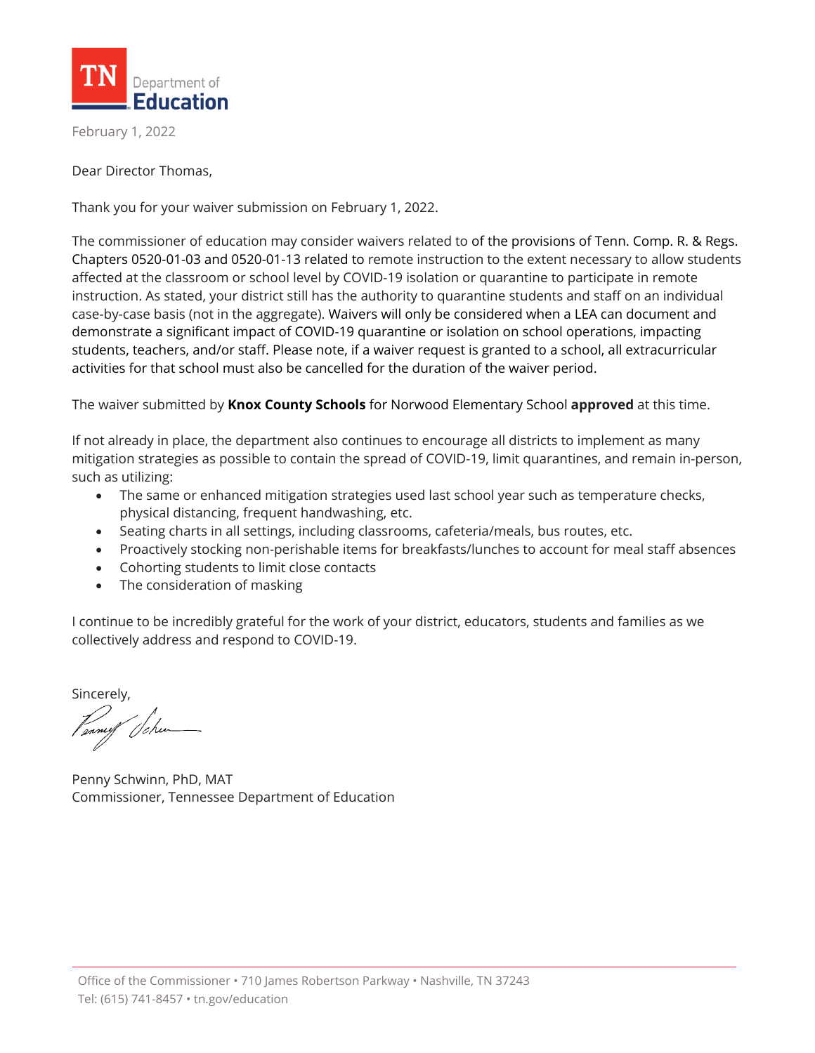TN Department of Education

February 1, 2022

Dear Director Thomas,

Thank you for your waiver submission on February 1, 2022.

The commissioner of education may consider waivers related to of the provisions of Tenn. Comp. R. & Regs. Chapters 0520-01-03 and 0520-01-13 related to remote instruction to the extent necessary to allow students affected at the classroom or school level by COVID-19 isolation or quarantine to participate in remote instruction. As stated, your district still has the authority to quarantine students and staff on an individual case-by-case basis (not in the aggregate). Waivers will only be considered when a LEA can document and demonstrate a significant impact of COVID-19 quarantine or isolation on school operations, impacting students, teachers, and/or staff. Please note, if a waiver request is granted to a school, all extracurricular activities for that school must also be cancelled for the duration of the waiver period.

The waiver submitted by **Knox County Schools** for Norwood Elementary School **approved** at this time.

If not already in place, the department also continues to encourage all districts to implement as many mitigation strategies as possible to contain the spread of COVID-19, limit quarantines, and remain in-person, such as utilizing:

- The same or enhanced mitigation strategies used last school year such as temperature checks, physical distancing, frequent handwashing, etc.
- Seating charts in all settings, including classrooms, cafeteria/meals, bus routes, etc.
- Proactively stocking non-perishable items for breakfasts/lunches to account for meal staff absences
- Cohorting students to limit close contacts
- The consideration of masking

I continue to be incredibly grateful for the work of your district, educators, students and families as we collectively address and respond to COVID-19.

Sincerely,

Penny Schwinn, PhD, MAT
Commissioner, Tennessee Department of Education

Office of the Commissioner • 710 James Robertson Parkway • Nashville, TN 37243
Tel: (615) 741-8457 • tn.gov/education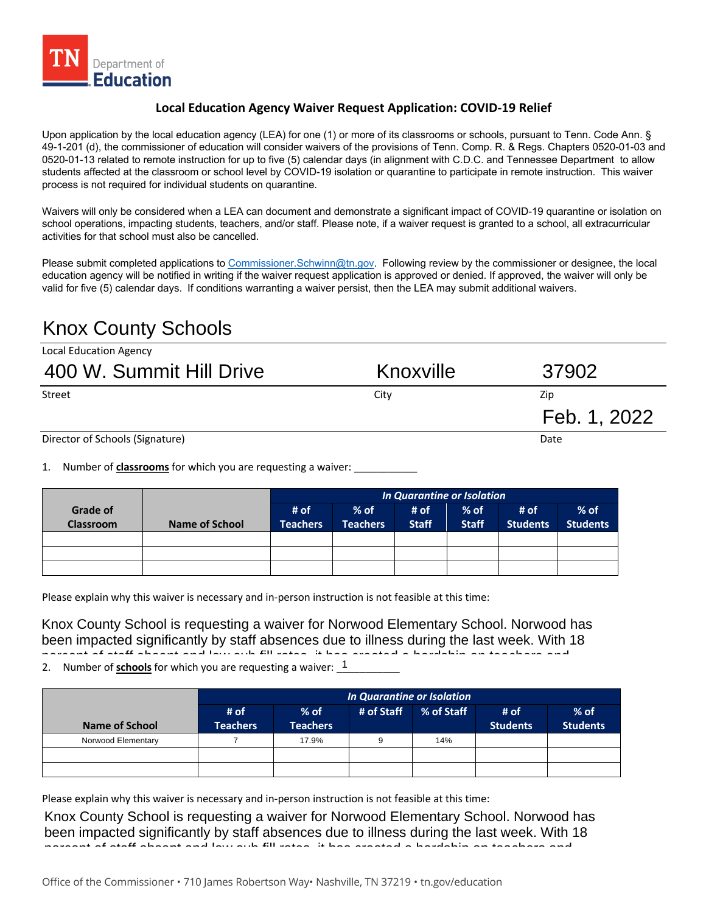TN Department of Education

**Local Education Agency Waiver Request Application: COVID-19 Relief**

Upon application by the local education agency (LEA) for one (1) or more of its classrooms or schools, pursuant to Tenn. Code Ann. § 49-1-201 (d), the commissioner of education will consider waivers of the provisions of Tenn. Comp. R. & Regs. Chapters 0520-01-03 and 0520-01-13 related to remote instruction for up to five (5) calendar days (in alignment with C.D.C. and Tennessee Department to allow students affected at the classroom or school level by COVID-19 isolation or quarantine to participate in remote instruction. This waiver process is not required for individual students on quarantine.

Waivers will only be considered when a LEA can document and demonstrate a significant impact of COVID-19 quarantine or isolation on school operations, impacting students, teachers, and/or staff. Please note, if a waiver request is granted to a school, all extracurricular activities for that school must also be cancelled.

Please submit completed applications to Commissioner.Schwinn@tn.gov. Following review by the commissioner or designee, the local education agency will be notified in writing if the waiver request application is approved or denied. If approved, the waiver will only be valid for five (5) calendar days. If conditions warranting a waiver persist, then the LEA may submit additional waivers.

Knox County Schools

Local Education Agency

| 400 W. Summit Hill Drive | Knoxville | 37902 |
|---|---|---|
| Street | City | Zip |

Feb. 1, 2022

Director of Schools (Signature) | Date

1. Number of **classrooms** for which you are requesting a waiver: ___________

| Grade of Classroom | Name of School | In Quarantine or Isolation | | | | | |
|---|---|---|---|---|---|---|---|
| | | # of Teachers | % of Teachers | # of Staff | % of Staff | # of Students | % of Students |
| | | | | | | | |
| | | | | | | | |
| | | | | | | | |

Please explain why this waiver is necessary and in-person instruction is not feasible at this time:

Knox County School is requesting a waiver for Norwood Elementary School. Norwood has been impacted significantly by staff absences due to illness during the last week. With 18 percent of staff absent and low sub fill rates, it has created a hardship on teachers and

2. Number of **schools** for which you are requesting a waiver: 1

| Name of School | In Quarantine or Isolation | | | | | |
|---|---|---|---|---|---|---|
| | # of Teachers | % of Teachers | # of Staff | % of Staff | # of Students | % of Students |
| Norwood Elementary | 7 | 17.9% | 9 | 14% | | |
| | | | | | | |
| | | | | | | |

Please explain why this waiver is necessary and in-person instruction is not feasible at this time:

Knox County School is requesting a waiver for Norwood Elementary School. Norwood has been impacted significantly by staff absences due to illness during the last week. With 18 percent of staff absent and low sub fill rates, it has created a hardship on teachers and

Office of the Commissioner • 710 James Robertson Way• Nashville, TN 37219 • tn.gov/education